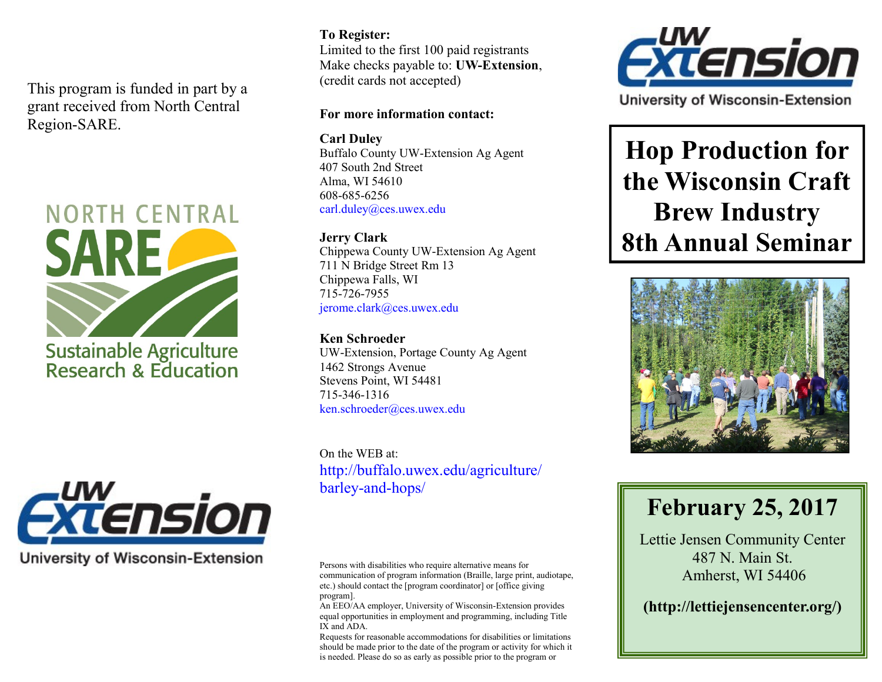This program is funded in part by a grant received from North Central Region-SARE.

NORTH CENTRAL SARE

Sustainable Agriculture Research & Education

UW Extension

University of Wisconsin-Extension

**To Register:**

Limited to the first 100 paid registrants
Make checks payable to: **UW-Extension**, (credit cards not accepted)

**For more information contact:**

**Carl Duley**
Buffalo County UW-Extension Ag Agent
407 South 2nd Street
Alma, WI 54610
608-685-6256
carl.duley@ces.uwex.edu

**Jerry Clark**
Chippewa County UW-Extension Ag Agent
711 N Bridge Street Rm 13
Chippewa Falls, WI
715-726-7955
jerome.clark@ces.uwex.edu

**Ken Schroeder**
UW-Extension, Portage County Ag Agent
1462 Strongs Avenue
Stevens Point, WI 54481
715-346-1316
ken.schroeder@ces.uwex.edu

On the WEB at:
http://buffalo.uwex.edu/agriculture/barley-and-hops/

Persons with disabilities who require alternative means for communication of program information (Braille, large print, audiotape, etc.) should contact the [program coordinator] or [office giving program].
An EEO/AA employer, University of Wisconsin-Extension provides equal opportunities in employment and programming, including Title IX and ADA.
Requests for reasonable accommodations for disabilities or limitations should be made prior to the date of the program or activity for which it is needed. Please do so as early as possible prior to the program or

UW Extension

University of Wisconsin-Extension

# Hop Production for the Wisconsin Craft Brew Industry 8th Annual Seminar

## February 25, 2017

Lettie Jensen Community Center
487 N. Main St.
Amherst, WI 54406

**(http://lettiejensencenter.org/)**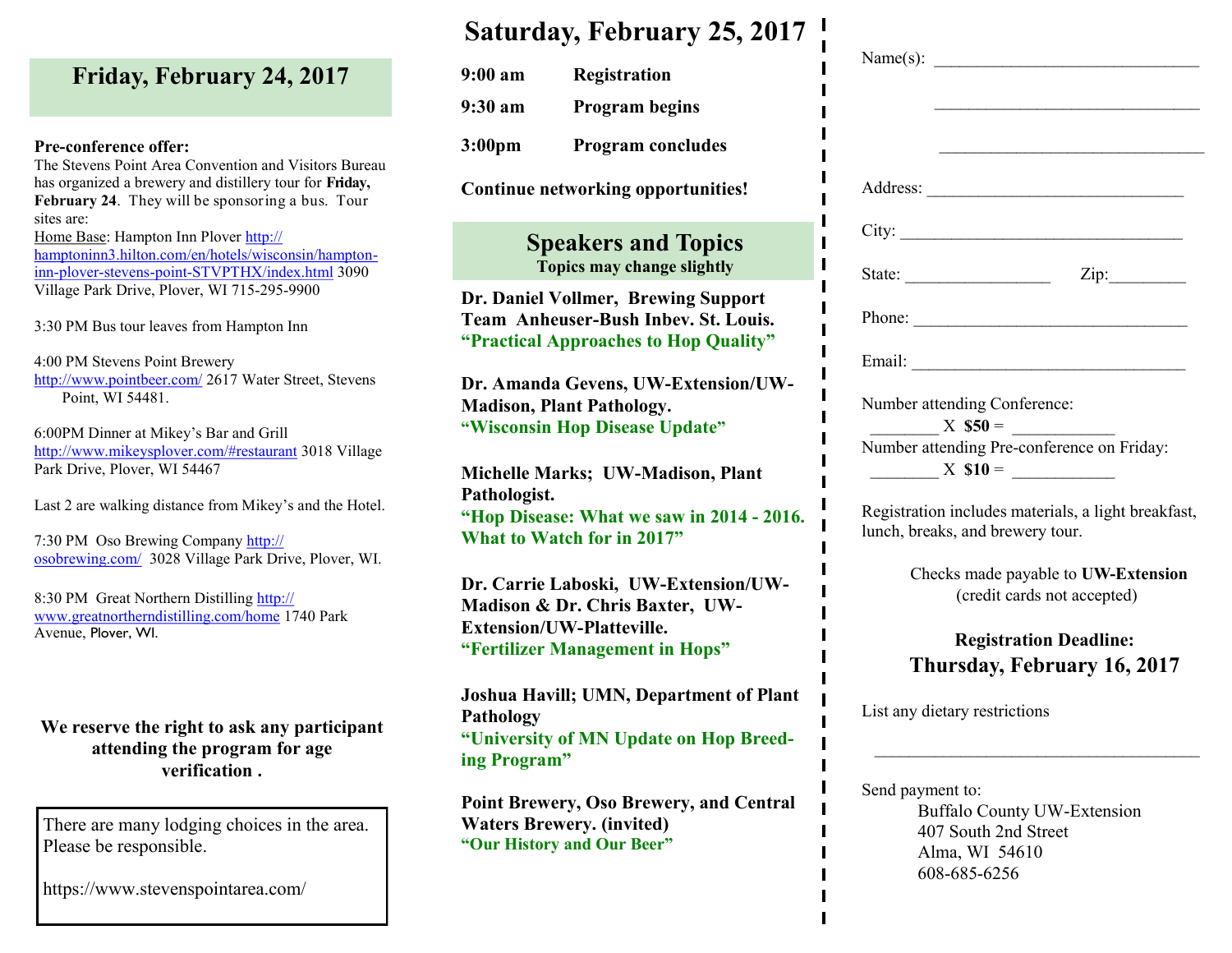## Friday, February 24, 2017

**Pre-conference offer:**
The Stevens Point Area Convention and Visitors Bureau has organized a brewery and distillery tour for **Friday, February 24**. They will be sponsoring a bus. Tour sites are:

Home Base: Hampton Inn Plover http://hamptoninn3.hilton.com/en/hotels/wisconsin/hampton-inn-plover-stevens-point-STVPTHX/index.html 3090 Village Park Drive, Plover, WI 715-295-9900

3:30 PM Bus tour leaves from Hampton Inn

4:00 PM Stevens Point Brewery http://www.pointbeer.com/ 2617 Water Street, Stevens Point, WI 54481.

6:00PM Dinner at Mikey's Bar and Grill http://www.mikeysplover.com/#restaurant 3018 Village Park Drive, Plover, WI 54467

Last 2 are walking distance from Mikey's and the Hotel.

7:30 PM Oso Brewing Company http://osobrewing.com/ 3028 Village Park Drive, Plover, WI.

8:30 PM Great Northern Distilling http://www.greatnortherndistilling.com/home 1740 Park Avenue, Plover, WI.

**We reserve the right to ask any participant attending the program for age verification .**

There are many lodging choices in the area. Please be responsible.

https://www.stevenspointarea.com/

## Saturday, February 25, 2017

| | |
|---|---|
| **9:00 am** | **Registration** |
| **9:30 am** | **Program begins** |
| **3:00pm** | **Program concludes** |

**Continue networking opportunities!**

## Speakers and Topics

**Topics may change slightly**

**Dr. Daniel Vollmer, Brewing Support Team Anheuser-Bush Inbev. St. Louis.**
**"Practical Approaches to Hop Quality"**

**Dr. Amanda Gevens, UW-Extension/UW-Madison, Plant Pathology.**
**"Wisconsin Hop Disease Update"**

**Michelle Marks; UW-Madison, Plant Pathologist.**
**"Hop Disease: What we saw in 2014 - 2016. What to Watch for in 2017"**

**Dr. Carrie Laboski, UW-Extension/UW-Madison & Dr. Chris Baxter, UW-Extension/UW-Platteville.**
**"Fertilizer Management in Hops"**

**Joshua Havill; UMN, Department of Plant Pathology**
**"University of MN Update on Hop Breeding Program"**

**Point Brewery, Oso Brewery, and Central Waters Brewery. (invited)**
**"Our History and Our Beer"**

Name(s): ______________________________

______________________________

______________________________

Address: ______________________________

City: ______________________________

State: ________________ Zip:________

Phone: ______________________________

Email: ______________________________

Number attending Conference:
________ X **$50** = ____________

Number attending Pre-conference on Friday:
________ X **$10** = ____________

Registration includes materials, a light breakfast, lunch, breaks, and brewery tour.

Checks made payable to **UW-Extension** (credit cards not accepted)

**Registration Deadline:**
**Thursday, February 16, 2017**

List any dietary restrictions

______________________________________

Send payment to:
Buffalo County UW-Extension
407 South 2nd Street
Alma, WI 54610
608-685-6256